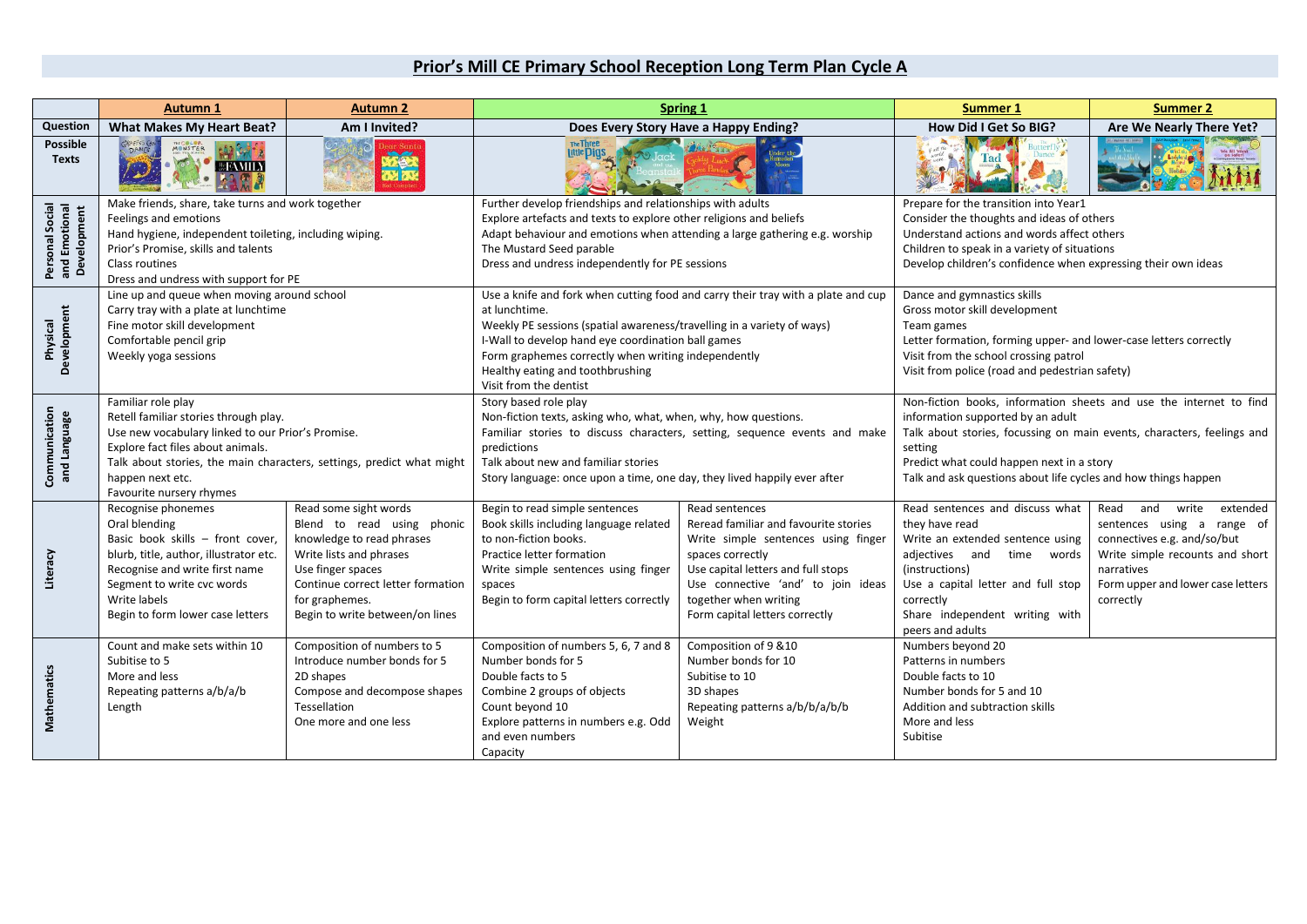# Prior's Mill CE Primary School Reception Long Term Plan Cycle A

| | Autumn 1 | Autumn 2 | Spring 1 | | Summer 1 | Summer 2 |
|---|---|---|---|---|---|---|
| **Question** | **What Makes My Heart Beat?** | **Am I Invited?** | **Does Every Story Have a Happy Ending?** | | **How Did I Get So BIG?** | **Are We Nearly There Yet?** |
| **Possible Texts** | | | | | | |
| **Personal Social and Emotional Development** | Make friends, share, take turns and work together<br>Feelings and emotions<br>Hand hygiene, independent toileting, including wiping.<br>Prior's Promise, skills and talents<br>Class routines<br>Dress and undress with support for PE | | Further develop friendships and relationships with adults<br>Explore artefacts and texts to explore other religions and beliefs<br>Adapt behaviour and emotions when attending a large gathering e.g. worship<br>The Mustard Seed parable<br>Dress and undress independently for PE sessions | | Prepare for the transition into Year1<br>Consider the thoughts and ideas of others<br>Understand actions and words affect others<br>Children to speak in a variety of situations<br>Develop children's confidence when expressing their own ideas | |
| **Physical Development** | Line up and queue when moving around school<br>Carry tray with a plate at lunchtime<br>Fine motor skill development<br>Comfortable pencil grip<br>Weekly yoga sessions | | Use a knife and fork when cutting food and carry their tray with a plate and cup at lunchtime.<br>Weekly PE sessions (spatial awareness/travelling in a variety of ways)<br>I-Wall to develop hand eye coordination ball games<br>Form graphemes correctly when writing independently<br>Healthy eating and toothbrushing<br>Visit from the dentist | | Dance and gymnastics skills<br>Gross motor skill development<br>Team games<br>Letter formation, forming upper- and lower-case letters correctly<br>Visit from the school crossing patrol<br>Visit from police (road and pedestrian safety) | |
| **Communication and Language** | Familiar role play<br>Retell familiar stories through play.<br>Use new vocabulary linked to our Prior's Promise.<br>Explore fact files about animals.<br>Talk about stories, the main characters, settings, predict what might happen next etc.<br>Favourite nursery rhymes | | Story based role play<br>Non-fiction texts, asking who, what, when, why, how questions.<br>Familiar stories to discuss characters, setting, sequence events and make predictions<br>Talk about new and familiar stories<br>Story language: once upon a time, one day, they lived happily ever after | | Non-fiction books, information sheets and use the internet to find information supported by an adult<br>Talk about stories, focussing on main events, characters, feelings and setting<br>Predict what could happen next in a story<br>Talk and ask questions about life cycles and how things happen | |
| **Literacy** | Recognise phonemes<br>Oral blending<br>Basic book skills – front cover, blurb, title, author, illustrator etc.<br>Recognise and write first name<br>Segment to write cvc words<br>Write labels<br>Begin to form lower case letters | Read some sight words<br>Blend to read using phonic knowledge to read phrases<br>Write lists and phrases<br>Use finger spaces<br>Continue correct letter formation for graphemes.<br>Begin to write between/on lines | Begin to read simple sentences<br>Book skills including language related to non-fiction books.<br>Practice letter formation<br>Write simple sentences using finger spaces<br>Begin to form capital letters correctly | Read sentences<br>Reread familiar and favourite stories<br>Write simple sentences using finger spaces correctly<br>Use capital letters and full stops<br>Use connective 'and' to join ideas together when writing<br>Form capital letters correctly | Read sentences and discuss what they have read<br>Write an extended sentence using adjectives and time words (instructions)<br>Use a capital letter and full stop correctly<br>Share independent writing with peers and adults | Read and write extended sentences using a range of connectives e.g. and/so/but<br>Write simple recounts and short narratives<br>Form upper and lower case letters correctly |
| **Mathematics** | Count and make sets within 10<br>Subitise to 5<br>More and less<br>Repeating patterns a/b/a/b<br>Length | Composition of numbers to 5<br>Introduce number bonds for 5<br>2D shapes<br>Compose and decompose shapes<br>Tessellation<br>One more and one less | Composition of numbers 5, 6, 7 and 8<br>Number bonds for 5<br>Double facts to 5<br>Combine 2 groups of objects<br>Count beyond 10<br>Explore patterns in numbers e.g. Odd and even numbers<br>Capacity | Composition of 9 &10<br>Number bonds for 10<br>Subitise to 10<br>3D shapes<br>Repeating patterns a/b/b/a/b/b<br>Weight | Numbers beyond 20<br>Patterns in numbers<br>Double facts to 10<br>Number bonds for 5 and 10<br>Addition and subtraction skills<br>More and less<br>Subitise | |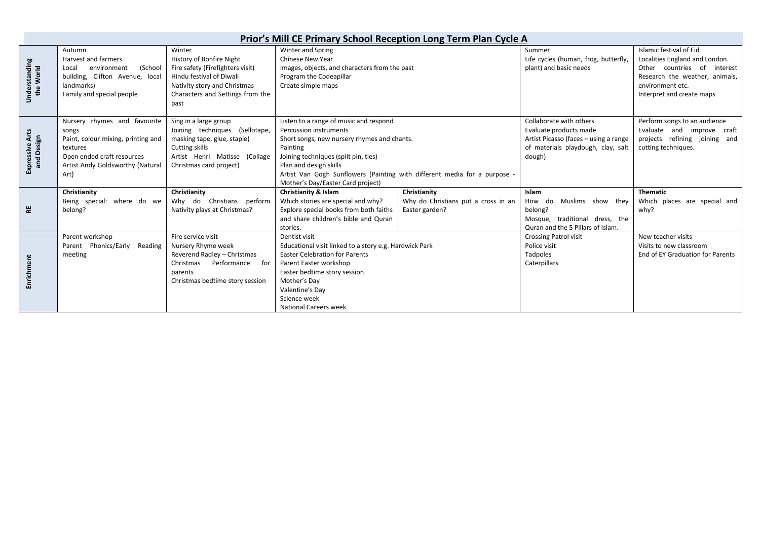# Prior's Mill CE Primary School Reception Long Term Plan Cycle A

| | | | | | | |
|---|---|---|---|---|---|---|
| **Understanding the World** | Autumn<br>Harvest and farmers<br>Local environment (School building, Clifton Avenue, local landmarks)<br>Family and special people | Winter<br>History of Bonfire Night<br>Fire safety (Firefighters visit)<br>Hindu festival of Diwali<br>Nativity story and Christmas<br>Characters and Settings from the past | Winter and Spring<br>Chinese New Year<br>Images, objects, and characters from the past<br>Program the Codeapillar<br>Create simple maps | | Summer<br>Life cycles (human, frog, butterfly, plant) and basic needs | Islamic festival of Eid<br>Localities England and London.<br>Other countries of interest<br>Research the weather, animals, environment etc.<br>Interpret and create maps |
| **Expressive Arts and Design** | Nursery rhymes and favourite songs<br>Paint, colour mixing, printing and textures<br>Open ended craft resources<br>Artist Andy Goldsworthy (Natural Art) | Sing in a large group<br>Joining techniques (Sellotape, masking tape, glue, staple)<br>Cutting skills<br>Artist Henri Matisse (Collage Christmas card project) | Listen to a range of music and respond<br>Percussion instruments<br>Short songs, new nursery rhymes and chants.<br>Painting<br>Joining techniques (split pin, ties)<br>Plan and design skills<br>Artist Van Gogh Sunflowers (Painting with different media for a purpose - Mother's Day/Easter Card project) | | Collaborate with others<br>Evaluate products made<br>Artist Picasso (faces – using a range of materials playdough, clay, salt dough) | Perform songs to an audience<br>Evaluate and improve craft projects refining joining and cutting techniques. |
| **RE** | **Christianity**<br>Being special: where do we belong? | **Christianity**<br>Why do Christians perform Nativity plays at Christmas? | **Christianity & Islam**<br>Which stories are special and why?<br>Explore special books from both faiths and share children's bible and Quran stories. | **Christianity**<br>Why do Christians put a cross in an Easter garden? | **Islam**<br>How do Muslims show they belong?<br>Mosque, traditional dress, the Quran and the 5 Pillars of Islam. | **Thematic**<br>Which places are special and why? |
| **Enrichment** | Parent workshop<br>Parent Phonics/Early Reading meeting | Fire service visit<br>Nursery Rhyme week<br>Reverend Radley – Christmas<br>Christmas Performance for parents<br>Christmas bedtime story session | Dentist visit<br>Educational visit linked to a story e.g. Hardwick Park<br>Easter Celebration for Parents<br>Parent Easter workshop<br>Easter bedtime story session<br>Mother's Day<br>Valentine's Day<br>Science week<br>National Careers week | | Crossing Patrol visit<br>Police visit<br>Tadpoles<br>Caterpillars | New teacher visits<br>Visits to new classroom<br>End of EY Graduation for Parents |